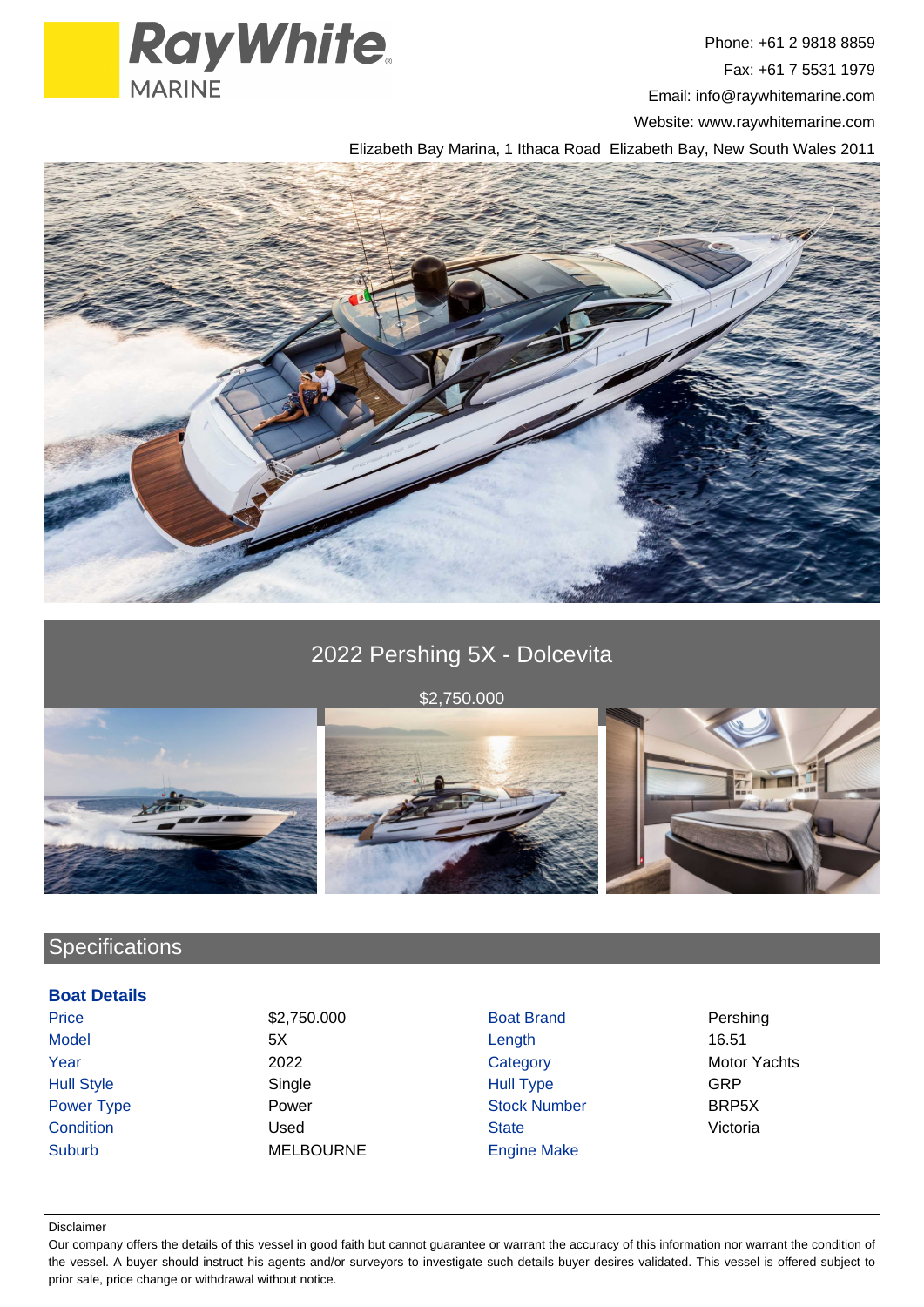Ray White MARINE

Phone: +61 2 9818 8859
Fax: +61 7 5531 1979
Email: info@raywhitemarine.com
Website: www.raywhitemarine.com
Elizabeth Bay Marina, 1 Ithaca Road Elizabeth Bay, New South Wales 2011

# 2022 Pershing 5X - Dolcevita

$2,750.000

## Specifications

### Boat Details

| | | | |
|---|---|---|---|
| Price | $2,750.000 | Boat Brand | Pershing |
| Model | 5X | Length | 16.51 |
| Year | 2022 | Category | Motor Yachts |
| Hull Style | Single | Hull Type | GRP |
| Power Type | Power | Stock Number | BRP5X |
| Condition | Used | State | Victoria |
| Suburb | MELBOURNE | Engine Make | |

Disclaimer

Our company offers the details of this vessel in good faith but cannot guarantee or warrant the accuracy of this information nor warrant the condition of the vessel. A buyer should instruct his agents and/or surveyors to investigate such details buyer desires validated. This vessel is offered subject to prior sale, price change or withdrawal without notice.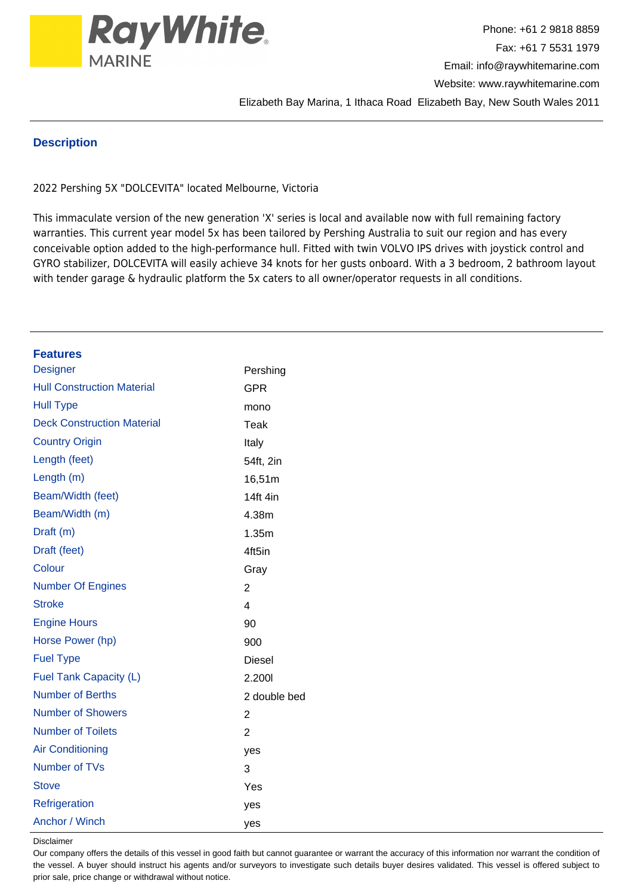Phone: +61 2 9818 8859
Fax: +61 7 5531 1979
Email: info@raywhitemarine.com
Website: www.raywhitemarine.com
Elizabeth Bay Marina, 1 Ithaca Road  Elizabeth Bay, New South Wales 2011

## Description

2022 Pershing 5X "DOLCEVITA" located Melbourne, Victoria

This immaculate version of the new generation 'X' series is local and available now with full remaining factory warranties. This current year model 5x has been tailored by Pershing Australia to suit our region and has every conceivable option added to the high-performance hull. Fitted with twin VOLVO IPS drives with joystick control and GYRO stabilizer, DOLCEVITA will easily achieve 34 knots for her gusts onboard. With a 3 bedroom, 2 bathroom layout with tender garage & hydraulic platform the 5x caters to all owner/operator requests in all conditions.

## Features

| Feature | Value |
|---|---|
| Designer | Pershing |
| Hull Construction Material | GPR |
| Hull Type | mono |
| Deck Construction Material | Teak |
| Country Origin | Italy |
| Length (feet) | 54ft, 2in |
| Length (m) | 16,51m |
| Beam/Width (feet) | 14ft 4in |
| Beam/Width (m) | 4.38m |
| Draft (m) | 1.35m |
| Draft (feet) | 4ft5in |
| Colour | Gray |
| Number Of Engines | 2 |
| Stroke | 4 |
| Engine Hours | 90 |
| Horse Power (hp) | 900 |
| Fuel Type | Diesel |
| Fuel Tank Capacity (L) | 2.200l |
| Number of Berths | 2 double bed |
| Number of Showers | 2 |
| Number of Toilets | 2 |
| Air Conditioning | yes |
| Number of TVs | 3 |
| Stove | Yes |
| Refrigeration | yes |
| Anchor / Winch | yes |

Disclaimer

Our company offers the details of this vessel in good faith but cannot guarantee or warrant the accuracy of this information nor warrant the condition of the vessel. A buyer should instruct his agents and/or surveyors to investigate such details buyer desires validated. This vessel is offered subject to prior sale, price change or withdrawal without notice.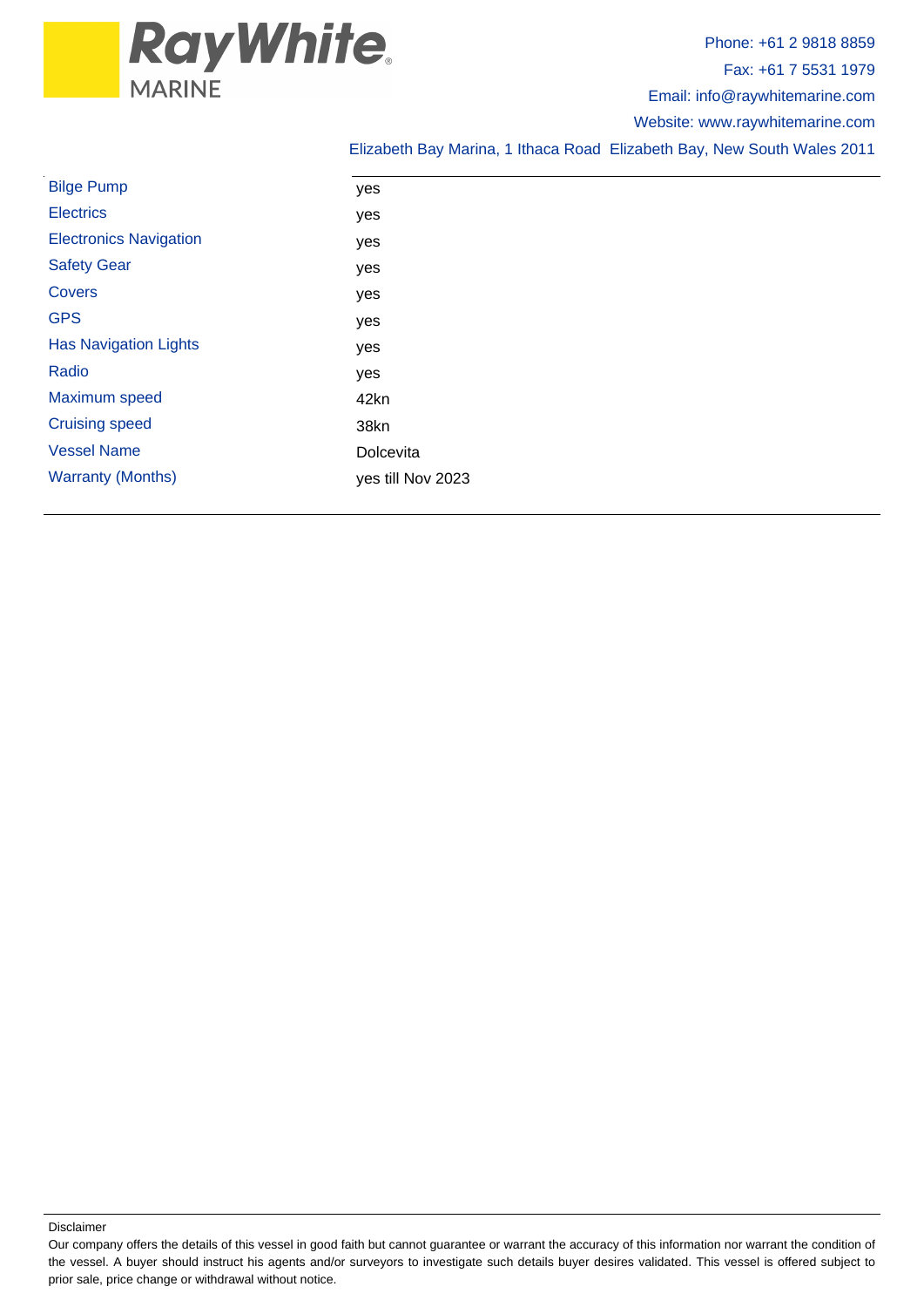Phone: +61 2 9818 8859
Fax: +61 7 5531 1979
Email: info@raywhitemarine.com
Website: www.raywhitemarine.com
Elizabeth Bay Marina, 1 Ithaca Road Elizabeth Bay, New South Wales 2011

| | |
|---|---|
| Bilge Pump | yes |
| Electrics | yes |
| Electronics Navigation | yes |
| Safety Gear | yes |
| Covers | yes |
| GPS | yes |
| Has Navigation Lights | yes |
| Radio | yes |
| Maximum speed | 42kn |
| Cruising speed | 38kn |
| Vessel Name | Dolcevita |
| Warranty (Months) | yes till Nov 2023 |

Disclaimer

Our company offers the details of this vessel in good faith but cannot guarantee or warrant the accuracy of this information nor warrant the condition of the vessel. A buyer should instruct his agents and/or surveyors to investigate such details buyer desires validated. This vessel is offered subject to prior sale, price change or withdrawal without notice.